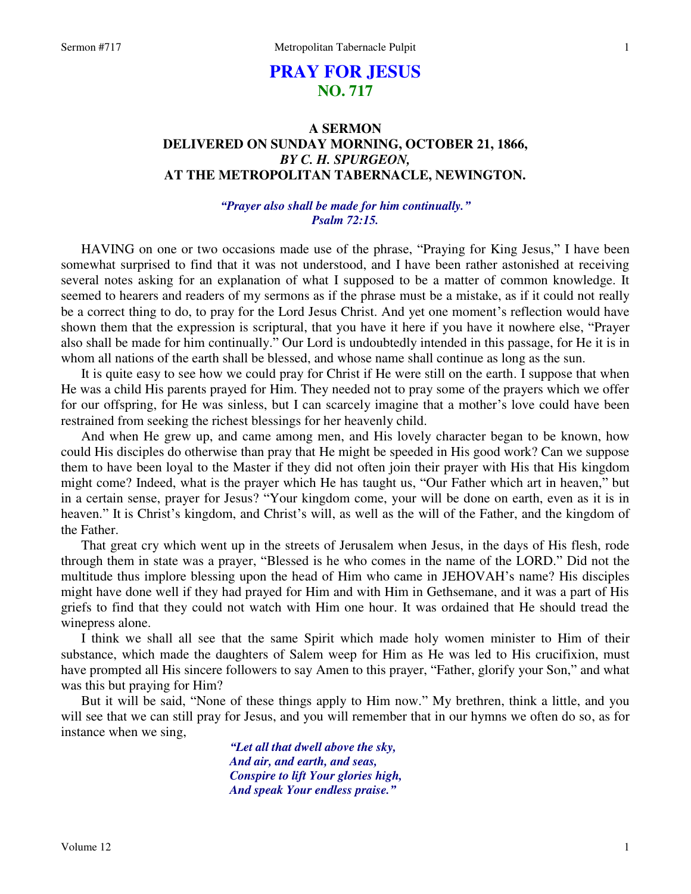# PRAY FOR JESUS
## NO. 717

### A SERMON
### DELIVERED ON SUNDAY MORNING, OCTOBER 21, 1866,
### *BY C. H. SPURGEON,*
### AT THE METROPOLITAN TABERNACLE, NEWINGTON.

*"Prayer also shall be made for him continually."*
*Psalm 72:15.*

HAVING on one or two occasions made use of the phrase, "Praying for King Jesus," I have been somewhat surprised to find that it was not understood, and I have been rather astonished at receiving several notes asking for an explanation of what I supposed to be a matter of common knowledge. It seemed to hearers and readers of my sermons as if the phrase must be a mistake, as if it could not really be a correct thing to do, to pray for the Lord Jesus Christ. And yet one moment's reflection would have shown them that the expression is scriptural, that you have it here if you have it nowhere else, "Prayer also shall be made for him continually." Our Lord is undoubtedly intended in this passage, for He it is in whom all nations of the earth shall be blessed, and whose name shall continue as long as the sun.

It is quite easy to see how we could pray for Christ if He were still on the earth. I suppose that when He was a child His parents prayed for Him. They needed not to pray some of the prayers which we offer for our offspring, for He was sinless, but I can scarcely imagine that a mother's love could have been restrained from seeking the richest blessings for her heavenly child.

And when He grew up, and came among men, and His lovely character began to be known, how could His disciples do otherwise than pray that He might be speeded in His good work? Can we suppose them to have been loyal to the Master if they did not often join their prayer with His that His kingdom might come? Indeed, what is the prayer which He has taught us, "Our Father which art in heaven," but in a certain sense, prayer for Jesus? "Your kingdom come, your will be done on earth, even as it is in heaven." It is Christ's kingdom, and Christ's will, as well as the will of the Father, and the kingdom of the Father.

That great cry which went up in the streets of Jerusalem when Jesus, in the days of His flesh, rode through them in state was a prayer, "Blessed is he who comes in the name of the LORD." Did not the multitude thus implore blessing upon the head of Him who came in JEHOVAH's name? His disciples might have done well if they had prayed for Him and with Him in Gethsemane, and it was a part of His griefs to find that they could not watch with Him one hour. It was ordained that He should tread the winepress alone.

I think we shall all see that the same Spirit which made holy women minister to Him of their substance, which made the daughters of Salem weep for Him as He was led to His crucifixion, must have prompted all His sincere followers to say Amen to this prayer, "Father, glorify your Son," and what was this but praying for Him?

But it will be said, "None of these things apply to Him now." My brethren, think a little, and you will see that we can still pray for Jesus, and you will remember that in our hymns we often do so, as for instance when we sing,

*"Let all that dwell above the sky,*
*And air, and earth, and seas,*
*Conspire to lift Your glories high,*
*And speak Your endless praise."*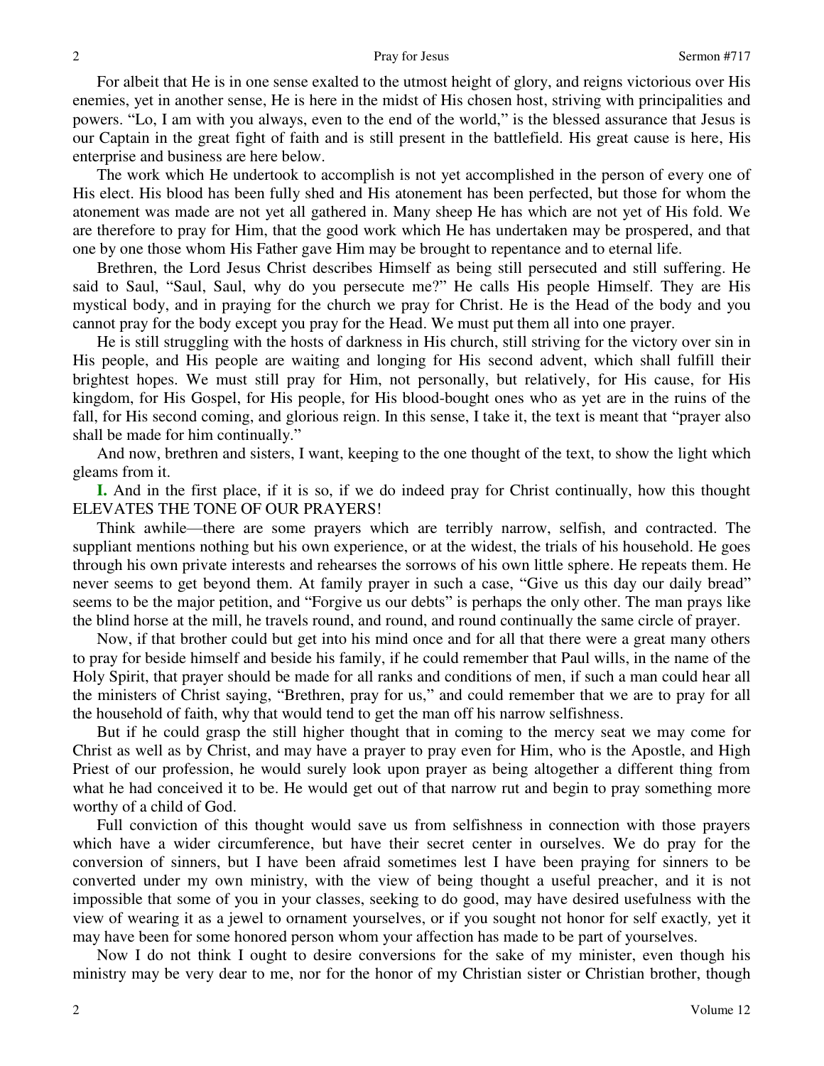For albeit that He is in one sense exalted to the utmost height of glory, and reigns victorious over His enemies, yet in another sense, He is here in the midst of His chosen host, striving with principalities and powers. "Lo, I am with you always, even to the end of the world," is the blessed assurance that Jesus is our Captain in the great fight of faith and is still present in the battlefield. His great cause is here, His enterprise and business are here below.

The work which He undertook to accomplish is not yet accomplished in the person of every one of His elect. His blood has been fully shed and His atonement has been perfected, but those for whom the atonement was made are not yet all gathered in. Many sheep He has which are not yet of His fold. We are therefore to pray for Him, that the good work which He has undertaken may be prospered, and that one by one those whom His Father gave Him may be brought to repentance and to eternal life.

Brethren, the Lord Jesus Christ describes Himself as being still persecuted and still suffering. He said to Saul, "Saul, Saul, why do you persecute me?" He calls His people Himself. They are His mystical body, and in praying for the church we pray for Christ. He is the Head of the body and you cannot pray for the body except you pray for the Head. We must put them all into one prayer.

He is still struggling with the hosts of darkness in His church, still striving for the victory over sin in His people, and His people are waiting and longing for His second advent, which shall fulfill their brightest hopes. We must still pray for Him, not personally, but relatively, for His cause, for His kingdom, for His Gospel, for His people, for His blood-bought ones who as yet are in the ruins of the fall, for His second coming, and glorious reign. In this sense, I take it, the text is meant that "prayer also shall be made for him continually."

And now, brethren and sisters, I want, keeping to the one thought of the text, to show the light which gleams from it.

**I.** And in the first place, if it is so, if we do indeed pray for Christ continually, how this thought ELEVATES THE TONE OF OUR PRAYERS!

Think awhile—there are some prayers which are terribly narrow, selfish, and contracted. The suppliant mentions nothing but his own experience, or at the widest, the trials of his household. He goes through his own private interests and rehearses the sorrows of his own little sphere. He repeats them. He never seems to get beyond them. At family prayer in such a case, "Give us this day our daily bread" seems to be the major petition, and "Forgive us our debts" is perhaps the only other. The man prays like the blind horse at the mill, he travels round, and round, and round continually the same circle of prayer.

Now, if that brother could but get into his mind once and for all that there were a great many others to pray for beside himself and beside his family, if he could remember that Paul wills, in the name of the Holy Spirit, that prayer should be made for all ranks and conditions of men, if such a man could hear all the ministers of Christ saying, "Brethren, pray for us," and could remember that we are to pray for all the household of faith, why that would tend to get the man off his narrow selfishness.

But if he could grasp the still higher thought that in coming to the mercy seat we may come for Christ as well as by Christ, and may have a prayer to pray even for Him, who is the Apostle, and High Priest of our profession, he would surely look upon prayer as being altogether a different thing from what he had conceived it to be. He would get out of that narrow rut and begin to pray something more worthy of a child of God.

Full conviction of this thought would save us from selfishness in connection with those prayers which have a wider circumference, but have their secret center in ourselves. We do pray for the conversion of sinners, but I have been afraid sometimes lest I have been praying for sinners to be converted under my own ministry, with the view of being thought a useful preacher, and it is not impossible that some of you in your classes, seeking to do good, may have desired usefulness with the view of wearing it as a jewel to ornament yourselves, or if you sought not honor for self exactly*,* yet it may have been for some honored person whom your affection has made to be part of yourselves.

Now I do not think I ought to desire conversions for the sake of my minister, even though his ministry may be very dear to me, nor for the honor of my Christian sister or Christian brother, though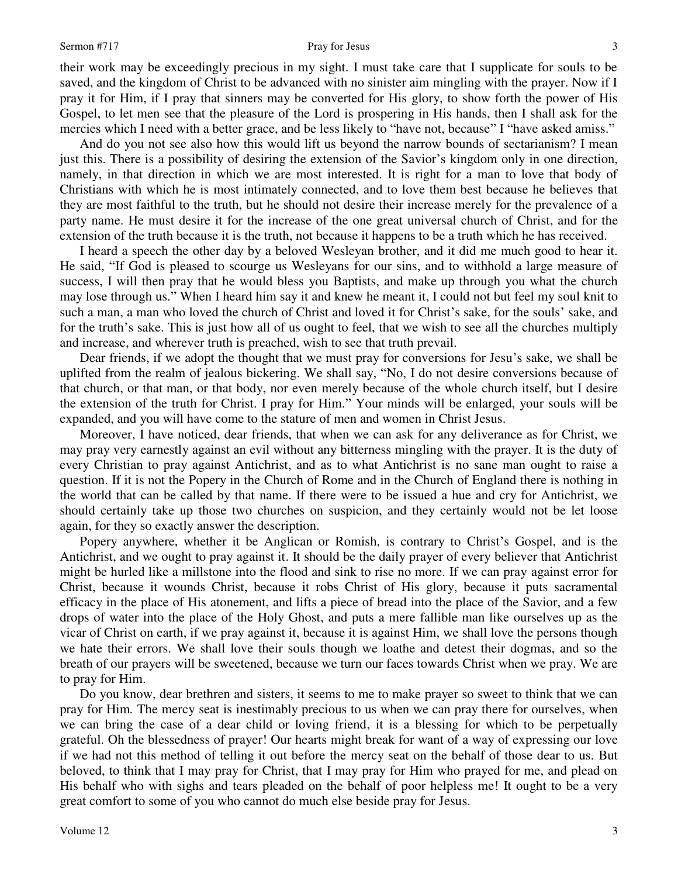their work may be exceedingly precious in my sight. I must take care that I supplicate for souls to be saved, and the kingdom of Christ to be advanced with no sinister aim mingling with the prayer. Now if I pray it for Him, if I pray that sinners may be converted for His glory, to show forth the power of His Gospel, to let men see that the pleasure of the Lord is prospering in His hands, then I shall ask for the mercies which I need with a better grace, and be less likely to "have not, because" I "have asked amiss."

And do you not see also how this would lift us beyond the narrow bounds of sectarianism? I mean just this. There is a possibility of desiring the extension of the Savior's kingdom only in one direction, namely, in that direction in which we are most interested. It is right for a man to love that body of Christians with which he is most intimately connected, and to love them best because he believes that they are most faithful to the truth, but he should not desire their increase merely for the prevalence of a party name. He must desire it for the increase of the one great universal church of Christ, and for the extension of the truth because it is the truth, not because it happens to be a truth which he has received.

I heard a speech the other day by a beloved Wesleyan brother, and it did me much good to hear it. He said, "If God is pleased to scourge us Wesleyans for our sins, and to withhold a large measure of success, I will then pray that he would bless you Baptists, and make up through you what the church may lose through us." When I heard him say it and knew he meant it, I could not but feel my soul knit to such a man, a man who loved the church of Christ and loved it for Christ's sake, for the souls' sake, and for the truth's sake. This is just how all of us ought to feel, that we wish to see all the churches multiply and increase, and wherever truth is preached, wish to see that truth prevail.

Dear friends, if we adopt the thought that we must pray for conversions for Jesu's sake, we shall be uplifted from the realm of jealous bickering. We shall say, "No, I do not desire conversions because of that church, or that man, or that body, nor even merely because of the whole church itself, but I desire the extension of the truth for Christ. I pray for Him." Your minds will be enlarged, your souls will be expanded, and you will have come to the stature of men and women in Christ Jesus.

Moreover, I have noticed, dear friends, that when we can ask for any deliverance as for Christ, we may pray very earnestly against an evil without any bitterness mingling with the prayer. It is the duty of every Christian to pray against Antichrist, and as to what Antichrist is no sane man ought to raise a question. If it is not the Popery in the Church of Rome and in the Church of England there is nothing in the world that can be called by that name. If there were to be issued a hue and cry for Antichrist, we should certainly take up those two churches on suspicion, and they certainly would not be let loose again, for they so exactly answer the description.

Popery anywhere, whether it be Anglican or Romish, is contrary to Christ's Gospel, and is the Antichrist, and we ought to pray against it. It should be the daily prayer of every believer that Antichrist might be hurled like a millstone into the flood and sink to rise no more. If we can pray against error for Christ, because it wounds Christ, because it robs Christ of His glory, because it puts sacramental efficacy in the place of His atonement, and lifts a piece of bread into the place of the Savior, and a few drops of water into the place of the Holy Ghost, and puts a mere fallible man like ourselves up as the vicar of Christ on earth, if we pray against it, because it is against Him, we shall love the persons though we hate their errors. We shall love their souls though we loathe and detest their dogmas, and so the breath of our prayers will be sweetened, because we turn our faces towards Christ when we pray. We are to pray for Him.

Do you know, dear brethren and sisters, it seems to me to make prayer so sweet to think that we can pray for Him. The mercy seat is inestimably precious to us when we can pray there for ourselves, when we can bring the case of a dear child or loving friend, it is a blessing for which to be perpetually grateful. Oh the blessedness of prayer! Our hearts might break for want of a way of expressing our love if we had not this method of telling it out before the mercy seat on the behalf of those dear to us. But beloved, to think that I may pray for Christ, that I may pray for Him who prayed for me, and plead on His behalf who with sighs and tears pleaded on the behalf of poor helpless me! It ought to be a very great comfort to some of you who cannot do much else beside pray for Jesus.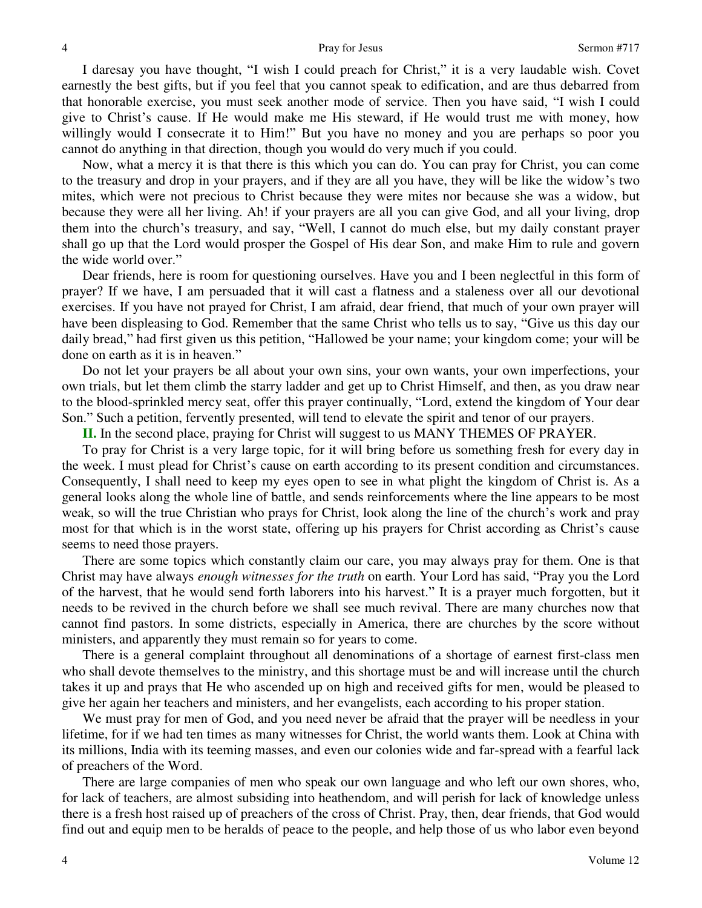I daresay you have thought, "I wish I could preach for Christ," it is a very laudable wish. Covet earnestly the best gifts, but if you feel that you cannot speak to edification, and are thus debarred from that honorable exercise, you must seek another mode of service. Then you have said, "I wish I could give to Christ's cause. If He would make me His steward, if He would trust me with money, how willingly would I consecrate it to Him!" But you have no money and you are perhaps so poor you cannot do anything in that direction, though you would do very much if you could.

Now, what a mercy it is that there is this which you can do. You can pray for Christ, you can come to the treasury and drop in your prayers, and if they are all you have, they will be like the widow's two mites, which were not precious to Christ because they were mites nor because she was a widow, but because they were all her living. Ah! if your prayers are all you can give God, and all your living, drop them into the church's treasury, and say, "Well, I cannot do much else, but my daily constant prayer shall go up that the Lord would prosper the Gospel of His dear Son, and make Him to rule and govern the wide world over."

Dear friends, here is room for questioning ourselves. Have you and I been neglectful in this form of prayer? If we have, I am persuaded that it will cast a flatness and a staleness over all our devotional exercises. If you have not prayed for Christ, I am afraid, dear friend, that much of your own prayer will have been displeasing to God. Remember that the same Christ who tells us to say, "Give us this day our daily bread," had first given us this petition, "Hallowed be your name; your kingdom come; your will be done on earth as it is in heaven."

Do not let your prayers be all about your own sins, your own wants, your own imperfections, your own trials, but let them climb the starry ladder and get up to Christ Himself, and then, as you draw near to the blood-sprinkled mercy seat, offer this prayer continually, "Lord, extend the kingdom of Your dear Son." Such a petition, fervently presented, will tend to elevate the spirit and tenor of our prayers.

**II.** In the second place, praying for Christ will suggest to us MANY THEMES OF PRAYER.

To pray for Christ is a very large topic, for it will bring before us something fresh for every day in the week. I must plead for Christ's cause on earth according to its present condition and circumstances. Consequently, I shall need to keep my eyes open to see in what plight the kingdom of Christ is. As a general looks along the whole line of battle, and sends reinforcements where the line appears to be most weak, so will the true Christian who prays for Christ, look along the line of the church's work and pray most for that which is in the worst state, offering up his prayers for Christ according as Christ's cause seems to need those prayers.

There are some topics which constantly claim our care, you may always pray for them. One is that Christ may have always *enough witnesses for the truth* on earth. Your Lord has said, "Pray you the Lord of the harvest, that he would send forth laborers into his harvest." It is a prayer much forgotten, but it needs to be revived in the church before we shall see much revival. There are many churches now that cannot find pastors. In some districts, especially in America, there are churches by the score without ministers, and apparently they must remain so for years to come.

There is a general complaint throughout all denominations of a shortage of earnest first-class men who shall devote themselves to the ministry, and this shortage must be and will increase until the church takes it up and prays that He who ascended up on high and received gifts for men, would be pleased to give her again her teachers and ministers, and her evangelists, each according to his proper station.

We must pray for men of God, and you need never be afraid that the prayer will be needless in your lifetime, for if we had ten times as many witnesses for Christ, the world wants them. Look at China with its millions, India with its teeming masses, and even our colonies wide and far-spread with a fearful lack of preachers of the Word.

There are large companies of men who speak our own language and who left our own shores, who, for lack of teachers, are almost subsiding into heathendom, and will perish for lack of knowledge unless there is a fresh host raised up of preachers of the cross of Christ. Pray, then, dear friends, that God would find out and equip men to be heralds of peace to the people, and help those of us who labor even beyond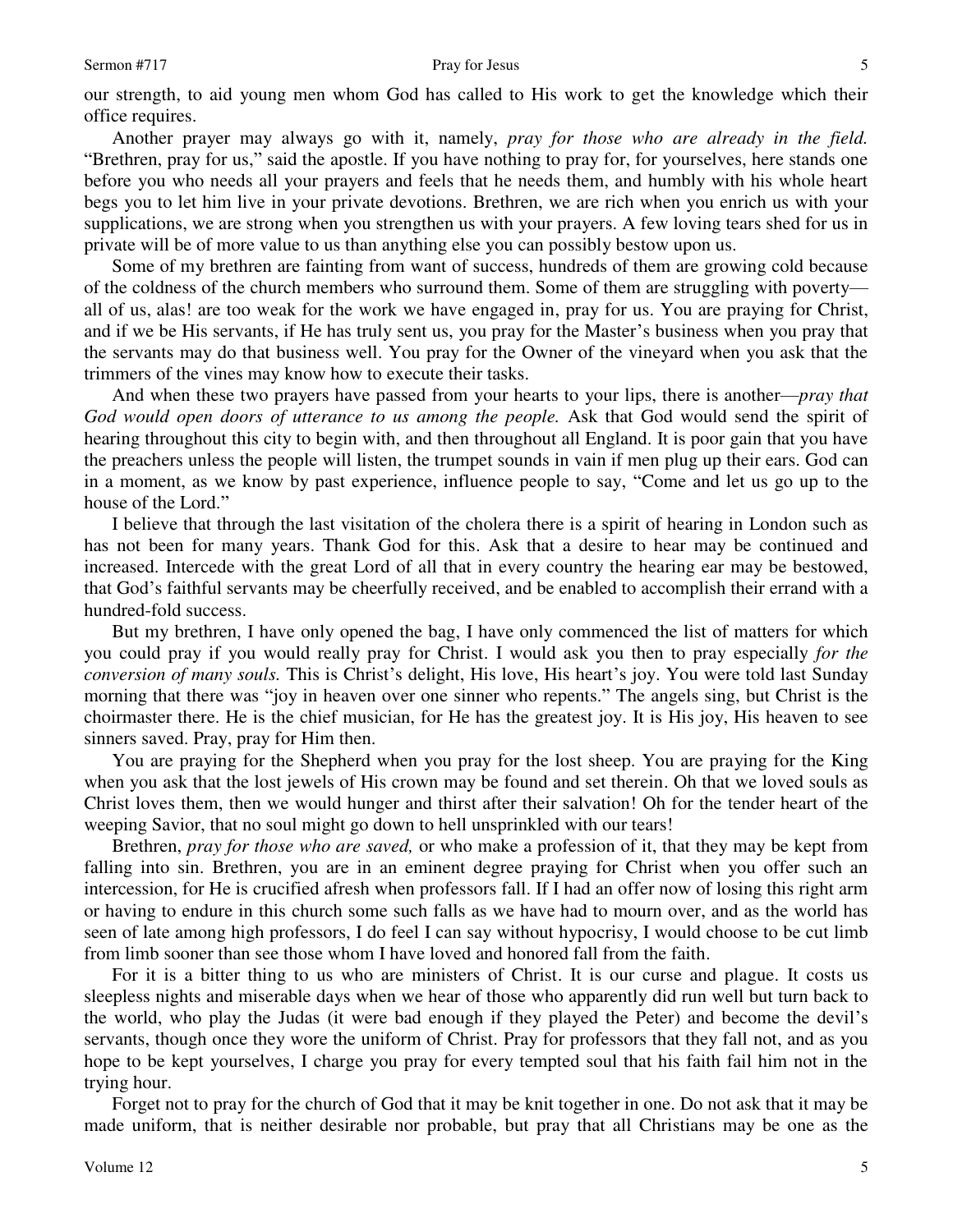our strength, to aid young men whom God has called to His work to get the knowledge which their office requires.

Another prayer may always go with it, namely, *pray for those who are already in the field.* "Brethren, pray for us," said the apostle. If you have nothing to pray for, for yourselves, here stands one before you who needs all your prayers and feels that he needs them, and humbly with his whole heart begs you to let him live in your private devotions. Brethren, we are rich when you enrich us with your supplications, we are strong when you strengthen us with your prayers. A few loving tears shed for us in private will be of more value to us than anything else you can possibly bestow upon us.

Some of my brethren are fainting from want of success, hundreds of them are growing cold because of the coldness of the church members who surround them. Some of them are struggling with poverty—all of us, alas! are too weak for the work we have engaged in, pray for us. You are praying for Christ, and if we be His servants, if He has truly sent us, you pray for the Master's business when you pray that the servants may do that business well. You pray for the Owner of the vineyard when you ask that the trimmers of the vines may know how to execute their tasks.

And when these two prayers have passed from your hearts to your lips, there is another—*pray that God would open doors of utterance to us among the people.* Ask that God would send the spirit of hearing throughout this city to begin with, and then throughout all England. It is poor gain that you have the preachers unless the people will listen, the trumpet sounds in vain if men plug up their ears. God can in a moment, as we know by past experience, influence people to say, "Come and let us go up to the house of the Lord."

I believe that through the last visitation of the cholera there is a spirit of hearing in London such as has not been for many years. Thank God for this. Ask that a desire to hear may be continued and increased. Intercede with the great Lord of all that in every country the hearing ear may be bestowed, that God's faithful servants may be cheerfully received, and be enabled to accomplish their errand with a hundred-fold success.

But my brethren, I have only opened the bag, I have only commenced the list of matters for which you could pray if you would really pray for Christ. I would ask you then to pray especially *for the conversion of many souls.* This is Christ's delight, His love, His heart's joy. You were told last Sunday morning that there was "joy in heaven over one sinner who repents." The angels sing, but Christ is the choirmaster there. He is the chief musician, for He has the greatest joy. It is His joy, His heaven to see sinners saved. Pray, pray for Him then.

You are praying for the Shepherd when you pray for the lost sheep. You are praying for the King when you ask that the lost jewels of His crown may be found and set therein. Oh that we loved souls as Christ loves them, then we would hunger and thirst after their salvation! Oh for the tender heart of the weeping Savior, that no soul might go down to hell unsprinkled with our tears!

Brethren, *pray for those who are saved,* or who make a profession of it, that they may be kept from falling into sin. Brethren, you are in an eminent degree praying for Christ when you offer such an intercession, for He is crucified afresh when professors fall. If I had an offer now of losing this right arm or having to endure in this church some such falls as we have had to mourn over, and as the world has seen of late among high professors, I do feel I can say without hypocrisy, I would choose to be cut limb from limb sooner than see those whom I have loved and honored fall from the faith.

For it is a bitter thing to us who are ministers of Christ. It is our curse and plague. It costs us sleepless nights and miserable days when we hear of those who apparently did run well but turn back to the world, who play the Judas (it were bad enough if they played the Peter) and become the devil's servants, though once they wore the uniform of Christ. Pray for professors that they fall not, and as you hope to be kept yourselves, I charge you pray for every tempted soul that his faith fail him not in the trying hour.

Forget not to pray for the church of God that it may be knit together in one. Do not ask that it may be made uniform, that is neither desirable nor probable, but pray that all Christians may be one as the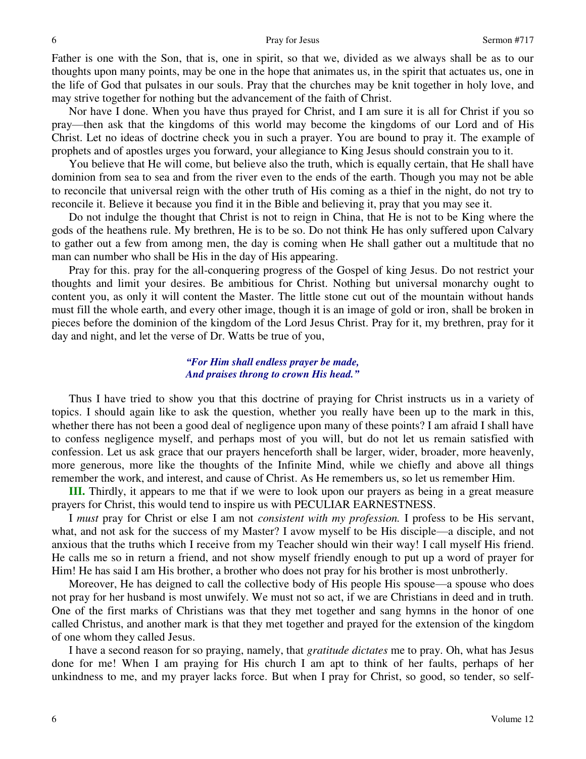Father is one with the Son, that is, one in spirit, so that we, divided as we always shall be as to our thoughts upon many points, may be one in the hope that animates us, in the spirit that actuates us, one in the life of God that pulsates in our souls. Pray that the churches may be knit together in holy love, and may strive together for nothing but the advancement of the faith of Christ.

Nor have I done. When you have thus prayed for Christ, and I am sure it is all for Christ if you so pray—then ask that the kingdoms of this world may become the kingdoms of our Lord and of His Christ. Let no ideas of doctrine check you in such a prayer. You are bound to pray it. The example of prophets and of apostles urges you forward, your allegiance to King Jesus should constrain you to it.

You believe that He will come, but believe also the truth, which is equally certain, that He shall have dominion from sea to sea and from the river even to the ends of the earth. Though you may not be able to reconcile that universal reign with the other truth of His coming as a thief in the night, do not try to reconcile it. Believe it because you find it in the Bible and believing it, pray that you may see it.

Do not indulge the thought that Christ is not to reign in China, that He is not to be King where the gods of the heathens rule. My brethren, He is to be so. Do not think He has only suffered upon Calvary to gather out a few from among men, the day is coming when He shall gather out a multitude that no man can number who shall be His in the day of His appearing.

Pray for this. pray for the all-conquering progress of the Gospel of king Jesus. Do not restrict your thoughts and limit your desires. Be ambitious for Christ. Nothing but universal monarchy ought to content you, as only it will content the Master. The little stone cut out of the mountain without hands must fill the whole earth, and every other image, though it is an image of gold or iron, shall be broken in pieces before the dominion of the kingdom of the Lord Jesus Christ. Pray for it, my brethren, pray for it day and night, and let the verse of Dr. Watts be true of you,

> ***"For Him shall endless prayer be made,***
> ***And praises throng to crown His head."***

Thus I have tried to show you that this doctrine of praying for Christ instructs us in a variety of topics. I should again like to ask the question, whether you really have been up to the mark in this, whether there has not been a good deal of negligence upon many of these points? I am afraid I shall have to confess negligence myself, and perhaps most of you will, but do not let us remain satisfied with confession. Let us ask grace that our prayers henceforth shall be larger, wider, broader, more heavenly, more generous, more like the thoughts of the Infinite Mind, while we chiefly and above all things remember the work, and interest, and cause of Christ. As He remembers us, so let us remember Him.

**III.** Thirdly, it appears to me that if we were to look upon our prayers as being in a great measure prayers for Christ, this would tend to inspire us with PECULIAR EARNESTNESS.

I *must* pray for Christ or else I am not *consistent with my profession.* I profess to be His servant, what, and not ask for the success of my Master? I avow myself to be His disciple—a disciple, and not anxious that the truths which I receive from my Teacher should win their way! I call myself His friend. He calls me so in return a friend, and not show myself friendly enough to put up a word of prayer for Him! He has said I am His brother, a brother who does not pray for his brother is most unbrotherly.

Moreover, He has deigned to call the collective body of His people His spouse—a spouse who does not pray for her husband is most unwifely. We must not so act, if we are Christians in deed and in truth. One of the first marks of Christians was that they met together and sang hymns in the honor of one called Christus, and another mark is that they met together and prayed for the extension of the kingdom of one whom they called Jesus.

I have a second reason for so praying, namely, that *gratitude dictates* me to pray. Oh, what has Jesus done for me! When I am praying for His church I am apt to think of her faults, perhaps of her unkindness to me, and my prayer lacks force. But when I pray for Christ, so good, so tender, so self-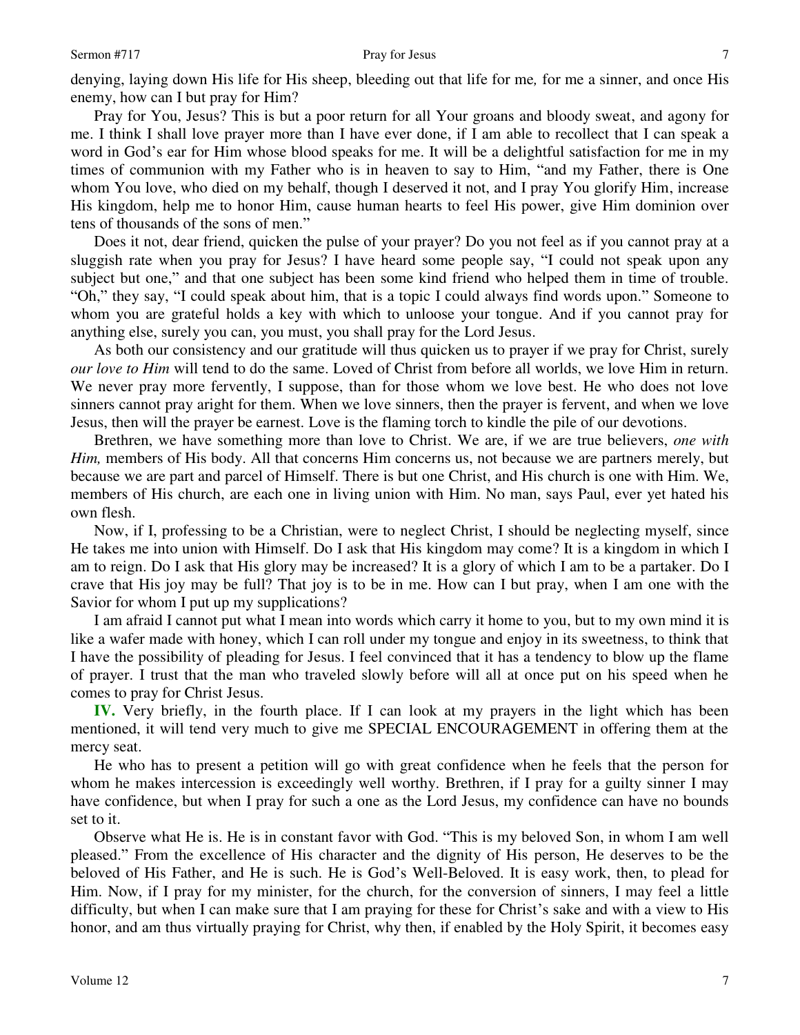denying, laying down His life for His sheep, bleeding out that life for me*,* for me a sinner, and once His enemy, how can I but pray for Him?

Pray for You, Jesus? This is but a poor return for all Your groans and bloody sweat, and agony for me. I think I shall love prayer more than I have ever done, if I am able to recollect that I can speak a word in God's ear for Him whose blood speaks for me. It will be a delightful satisfaction for me in my times of communion with my Father who is in heaven to say to Him, "and my Father, there is One whom You love, who died on my behalf, though I deserved it not, and I pray You glorify Him, increase His kingdom, help me to honor Him, cause human hearts to feel His power, give Him dominion over tens of thousands of the sons of men."

Does it not, dear friend, quicken the pulse of your prayer? Do you not feel as if you cannot pray at a sluggish rate when you pray for Jesus? I have heard some people say, "I could not speak upon any subject but one," and that one subject has been some kind friend who helped them in time of trouble. "Oh," they say, "I could speak about him, that is a topic I could always find words upon." Someone to whom you are grateful holds a key with which to unloose your tongue. And if you cannot pray for anything else, surely you can, you must, you shall pray for the Lord Jesus.

As both our consistency and our gratitude will thus quicken us to prayer if we pray for Christ, surely *our love to Him* will tend to do the same. Loved of Christ from before all worlds, we love Him in return. We never pray more fervently, I suppose, than for those whom we love best. He who does not love sinners cannot pray aright for them. When we love sinners, then the prayer is fervent, and when we love Jesus, then will the prayer be earnest. Love is the flaming torch to kindle the pile of our devotions.

Brethren, we have something more than love to Christ. We are, if we are true believers, *one with Him,* members of His body. All that concerns Him concerns us, not because we are partners merely, but because we are part and parcel of Himself. There is but one Christ, and His church is one with Him. We, members of His church, are each one in living union with Him. No man, says Paul, ever yet hated his own flesh.

Now, if I, professing to be a Christian, were to neglect Christ, I should be neglecting myself, since He takes me into union with Himself. Do I ask that His kingdom may come? It is a kingdom in which I am to reign. Do I ask that His glory may be increased? It is a glory of which I am to be a partaker. Do I crave that His joy may be full? That joy is to be in me. How can I but pray, when I am one with the Savior for whom I put up my supplications?

I am afraid I cannot put what I mean into words which carry it home to you, but to my own mind it is like a wafer made with honey, which I can roll under my tongue and enjoy in its sweetness, to think that I have the possibility of pleading for Jesus. I feel convinced that it has a tendency to blow up the flame of prayer. I trust that the man who traveled slowly before will all at once put on his speed when he comes to pray for Christ Jesus.

**IV.** Very briefly, in the fourth place. If I can look at my prayers in the light which has been mentioned, it will tend very much to give me SPECIAL ENCOURAGEMENT in offering them at the mercy seat.

He who has to present a petition will go with great confidence when he feels that the person for whom he makes intercession is exceedingly well worthy. Brethren, if I pray for a guilty sinner I may have confidence, but when I pray for such a one as the Lord Jesus, my confidence can have no bounds set to it.

Observe what He is. He is in constant favor with God. "This is my beloved Son, in whom I am well pleased." From the excellence of His character and the dignity of His person, He deserves to be the beloved of His Father, and He is such. He is God's Well-Beloved. It is easy work, then, to plead for Him. Now, if I pray for my minister, for the church, for the conversion of sinners, I may feel a little difficulty, but when I can make sure that I am praying for these for Christ's sake and with a view to His honor, and am thus virtually praying for Christ, why then, if enabled by the Holy Spirit, it becomes easy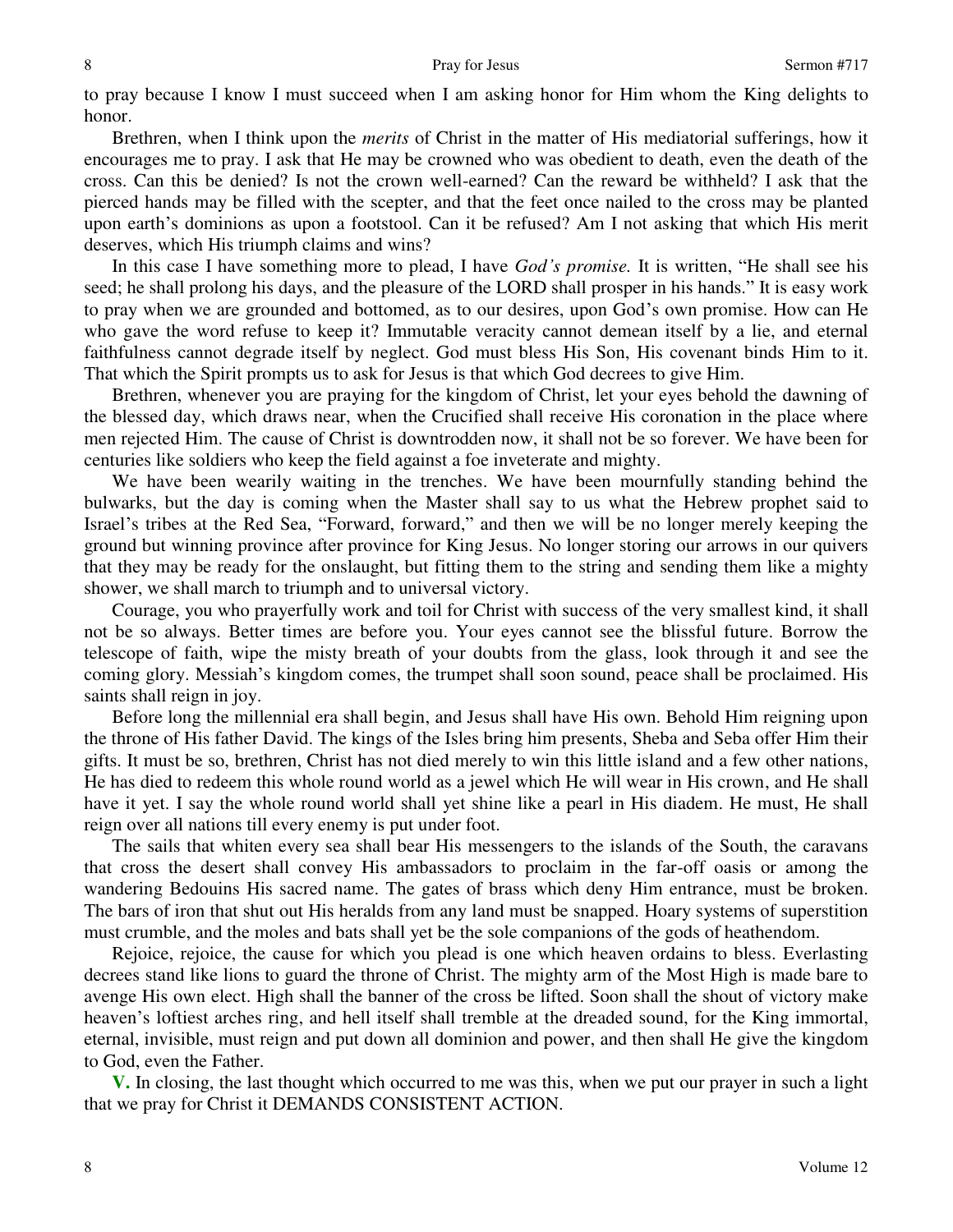to pray because I know I must succeed when I am asking honor for Him whom the King delights to honor.

Brethren, when I think upon the *merits* of Christ in the matter of His mediatorial sufferings, how it encourages me to pray. I ask that He may be crowned who was obedient to death, even the death of the cross. Can this be denied? Is not the crown well-earned? Can the reward be withheld? I ask that the pierced hands may be filled with the scepter, and that the feet once nailed to the cross may be planted upon earth's dominions as upon a footstool. Can it be refused? Am I not asking that which His merit deserves, which His triumph claims and wins?

In this case I have something more to plead, I have *God's promise.* It is written, "He shall see his seed; he shall prolong his days, and the pleasure of the LORD shall prosper in his hands." It is easy work to pray when we are grounded and bottomed, as to our desires, upon God's own promise. How can He who gave the word refuse to keep it? Immutable veracity cannot demean itself by a lie, and eternal faithfulness cannot degrade itself by neglect. God must bless His Son, His covenant binds Him to it. That which the Spirit prompts us to ask for Jesus is that which God decrees to give Him.

Brethren, whenever you are praying for the kingdom of Christ, let your eyes behold the dawning of the blessed day, which draws near, when the Crucified shall receive His coronation in the place where men rejected Him. The cause of Christ is downtrodden now, it shall not be so forever. We have been for centuries like soldiers who keep the field against a foe inveterate and mighty.

We have been wearily waiting in the trenches. We have been mournfully standing behind the bulwarks, but the day is coming when the Master shall say to us what the Hebrew prophet said to Israel's tribes at the Red Sea, "Forward, forward," and then we will be no longer merely keeping the ground but winning province after province for King Jesus. No longer storing our arrows in our quivers that they may be ready for the onslaught, but fitting them to the string and sending them like a mighty shower, we shall march to triumph and to universal victory.

Courage, you who prayerfully work and toil for Christ with success of the very smallest kind, it shall not be so always. Better times are before you. Your eyes cannot see the blissful future. Borrow the telescope of faith, wipe the misty breath of your doubts from the glass, look through it and see the coming glory. Messiah's kingdom comes, the trumpet shall soon sound, peace shall be proclaimed. His saints shall reign in joy.

Before long the millennial era shall begin, and Jesus shall have His own. Behold Him reigning upon the throne of His father David. The kings of the Isles bring him presents, Sheba and Seba offer Him their gifts. It must be so, brethren, Christ has not died merely to win this little island and a few other nations, He has died to redeem this whole round world as a jewel which He will wear in His crown, and He shall have it yet. I say the whole round world shall yet shine like a pearl in His diadem. He must, He shall reign over all nations till every enemy is put under foot.

The sails that whiten every sea shall bear His messengers to the islands of the South, the caravans that cross the desert shall convey His ambassadors to proclaim in the far-off oasis or among the wandering Bedouins His sacred name. The gates of brass which deny Him entrance, must be broken. The bars of iron that shut out His heralds from any land must be snapped. Hoary systems of superstition must crumble, and the moles and bats shall yet be the sole companions of the gods of heathendom.

Rejoice, rejoice, the cause for which you plead is one which heaven ordains to bless. Everlasting decrees stand like lions to guard the throne of Christ. The mighty arm of the Most High is made bare to avenge His own elect. High shall the banner of the cross be lifted. Soon shall the shout of victory make heaven's loftiest arches ring, and hell itself shall tremble at the dreaded sound, for the King immortal, eternal, invisible, must reign and put down all dominion and power, and then shall He give the kingdom to God, even the Father.

**V.** In closing, the last thought which occurred to me was this, when we put our prayer in such a light that we pray for Christ it DEMANDS CONSISTENT ACTION.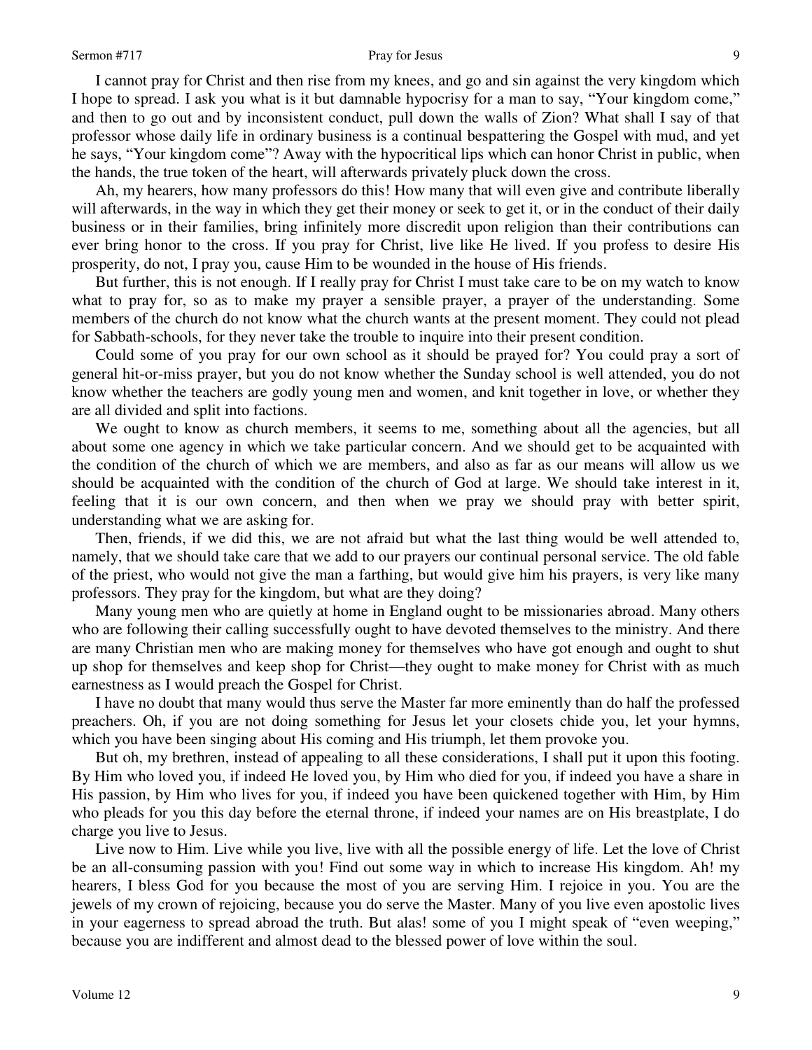I cannot pray for Christ and then rise from my knees, and go and sin against the very kingdom which I hope to spread. I ask you what is it but damnable hypocrisy for a man to say, "Your kingdom come," and then to go out and by inconsistent conduct, pull down the walls of Zion? What shall I say of that professor whose daily life in ordinary business is a continual bespattering the Gospel with mud, and yet he says, "Your kingdom come"? Away with the hypocritical lips which can honor Christ in public, when the hands, the true token of the heart, will afterwards privately pluck down the cross.

Ah, my hearers, how many professors do this! How many that will even give and contribute liberally will afterwards, in the way in which they get their money or seek to get it, or in the conduct of their daily business or in their families, bring infinitely more discredit upon religion than their contributions can ever bring honor to the cross. If you pray for Christ, live like He lived. If you profess to desire His prosperity, do not, I pray you, cause Him to be wounded in the house of His friends.

But further, this is not enough. If I really pray for Christ I must take care to be on my watch to know what to pray for, so as to make my prayer a sensible prayer, a prayer of the understanding. Some members of the church do not know what the church wants at the present moment. They could not plead for Sabbath-schools, for they never take the trouble to inquire into their present condition.

Could some of you pray for our own school as it should be prayed for? You could pray a sort of general hit-or-miss prayer, but you do not know whether the Sunday school is well attended, you do not know whether the teachers are godly young men and women, and knit together in love, or whether they are all divided and split into factions.

We ought to know as church members, it seems to me, something about all the agencies, but all about some one agency in which we take particular concern. And we should get to be acquainted with the condition of the church of which we are members, and also as far as our means will allow us we should be acquainted with the condition of the church of God at large. We should take interest in it, feeling that it is our own concern, and then when we pray we should pray with better spirit, understanding what we are asking for.

Then, friends, if we did this, we are not afraid but what the last thing would be well attended to, namely, that we should take care that we add to our prayers our continual personal service. The old fable of the priest, who would not give the man a farthing, but would give him his prayers, is very like many professors. They pray for the kingdom, but what are they doing?

Many young men who are quietly at home in England ought to be missionaries abroad. Many others who are following their calling successfully ought to have devoted themselves to the ministry. And there are many Christian men who are making money for themselves who have got enough and ought to shut up shop for themselves and keep shop for Christ—they ought to make money for Christ with as much earnestness as I would preach the Gospel for Christ.

I have no doubt that many would thus serve the Master far more eminently than do half the professed preachers. Oh, if you are not doing something for Jesus let your closets chide you, let your hymns, which you have been singing about His coming and His triumph, let them provoke you.

But oh, my brethren, instead of appealing to all these considerations, I shall put it upon this footing. By Him who loved you, if indeed He loved you, by Him who died for you, if indeed you have a share in His passion, by Him who lives for you, if indeed you have been quickened together with Him, by Him who pleads for you this day before the eternal throne, if indeed your names are on His breastplate, I do charge you live to Jesus.

Live now to Him. Live while you live, live with all the possible energy of life. Let the love of Christ be an all-consuming passion with you! Find out some way in which to increase His kingdom. Ah! my hearers, I bless God for you because the most of you are serving Him. I rejoice in you. You are the jewels of my crown of rejoicing, because you do serve the Master. Many of you live even apostolic lives in your eagerness to spread abroad the truth. But alas! some of you I might speak of "even weeping," because you are indifferent and almost dead to the blessed power of love within the soul.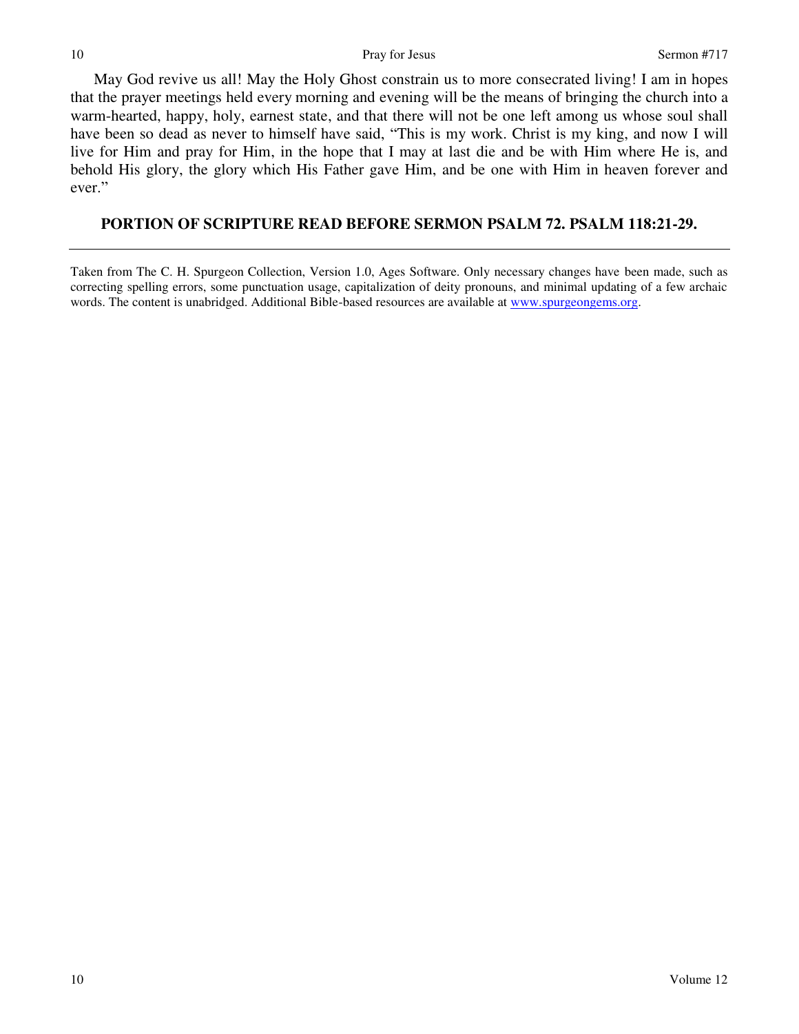May God revive us all! May the Holy Ghost constrain us to more consecrated living! I am in hopes that the prayer meetings held every morning and evening will be the means of bringing the church into a warm-hearted, happy, holy, earnest state, and that there will not be one left among us whose soul shall have been so dead as never to himself have said, "This is my work. Christ is my king, and now I will live for Him and pray for Him, in the hope that I may at last die and be with Him where He is, and behold His glory, the glory which His Father gave Him, and be one with Him in heaven forever and ever."

## PORTION OF SCRIPTURE READ BEFORE SERMON PSALM 72. PSALM 118:21-29.

---

Taken from The C. H. Spurgeon Collection, Version 1.0, Ages Software. Only necessary changes have been made, such as correcting spelling errors, some punctuation usage, capitalization of deity pronouns, and minimal updating of a few archaic words. The content is unabridged. Additional Bible-based resources are available at www.spurgeongems.org.